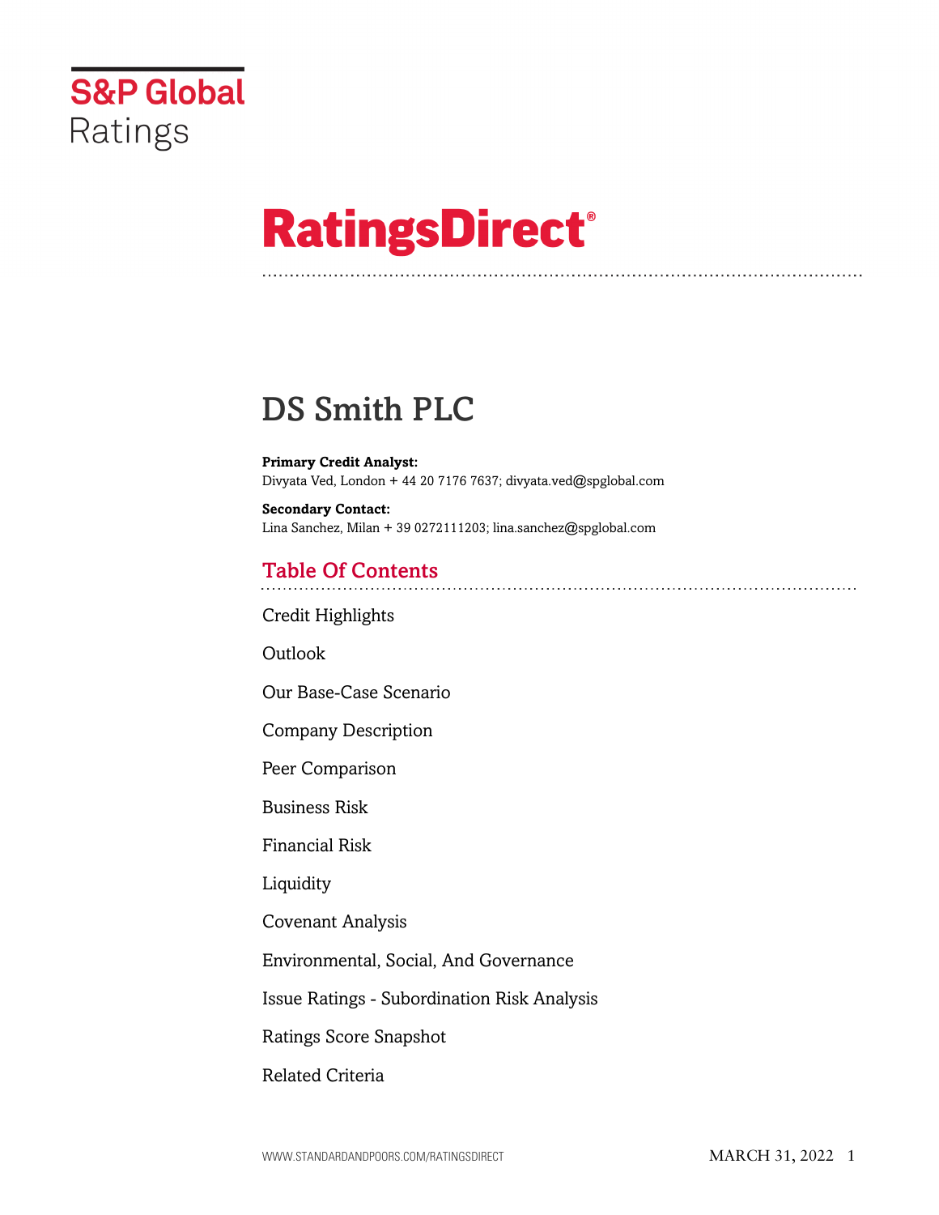S&P Global Ratings

# RatingsDirect®

# DS Smith PLC

**Primary Credit Analyst:**
Divyata Ved, London + 44 20 7176 7637; divyata.ved@spglobal.com

**Secondary Contact:**
Lina Sanchez, Milan + 39 0272111203; lina.sanchez@spglobal.com

## Table Of Contents

Credit Highlights

Outlook

Our Base-Case Scenario

Company Description

Peer Comparison

Business Risk

Financial Risk

Liquidity

Covenant Analysis

Environmental, Social, And Governance

Issue Ratings - Subordination Risk Analysis

Ratings Score Snapshot

Related Criteria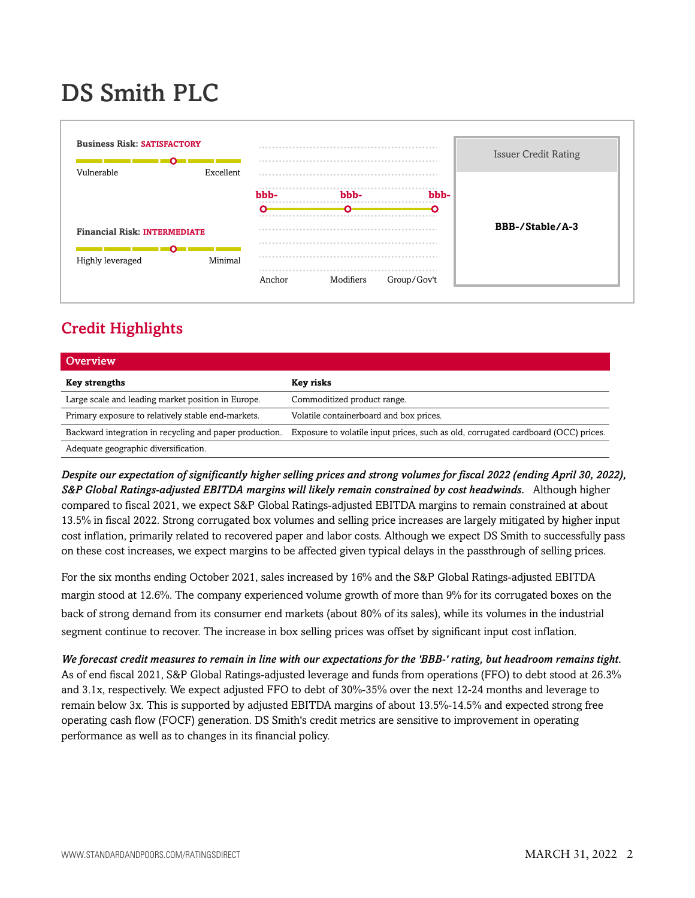# DS Smith PLC

**Business Risk: SATISFACTORY**

Vulnerable — Excellent

**Financial Risk: INTERMEDIATE**

Highly leveraged — Minimal

| Anchor | Modifiers | Group/Gov't |
|---|---|---|
| bbb- | bbb- | bbb- |

| Issuer Credit Rating |
|---|
| **BBB-/Stable/A-3** |

## Credit Highlights

| Overview | |
|---|---|
| **Key strengths** | **Key risks** |
| Large scale and leading market position in Europe. | Commoditized product range. |
| Primary exposure to relatively stable end-markets. | Volatile containerboard and box prices. |
| Backward integration in recycling and paper production. | Exposure to volatile input prices, such as old, corrugated cardboard (OCC) prices. |
| Adequate geographic diversification. | |

***Despite our expectation of significantly higher selling prices and strong volumes for fiscal 2022 (ending April 30, 2022), S&P Global Ratings-adjusted EBITDA margins will likely remain constrained by cost headwinds.*** Although higher compared to fiscal 2021, we expect S&P Global Ratings-adjusted EBITDA margins to remain constrained at about 13.5% in fiscal 2022. Strong corrugated box volumes and selling price increases are largely mitigated by higher input cost inflation, primarily related to recovered paper and labor costs. Although we expect DS Smith to successfully pass on these cost increases, we expect margins to be affected given typical delays in the passthrough of selling prices.

For the six months ending October 2021, sales increased by 16% and the S&P Global Ratings-adjusted EBITDA margin stood at 12.6%. The company experienced volume growth of more than 9% for its corrugated boxes on the back of strong demand from its consumer end markets (about 80% of its sales), while its volumes in the industrial segment continue to recover. The increase in box selling prices was offset by significant input cost inflation.

***We forecast credit measures to remain in line with our expectations for the 'BBB-' rating, but headroom remains tight.*** As of end fiscal 2021, S&P Global Ratings-adjusted leverage and funds from operations (FFO) to debt stood at 26.3% and 3.1x, respectively. We expect adjusted FFO to debt of 30%-35% over the next 12-24 months and leverage to remain below 3x. This is supported by adjusted EBITDA margins of about 13.5%-14.5% and expected strong free operating cash flow (FOCF) generation. DS Smith's credit metrics are sensitive to improvement in operating performance as well as to changes in its financial policy.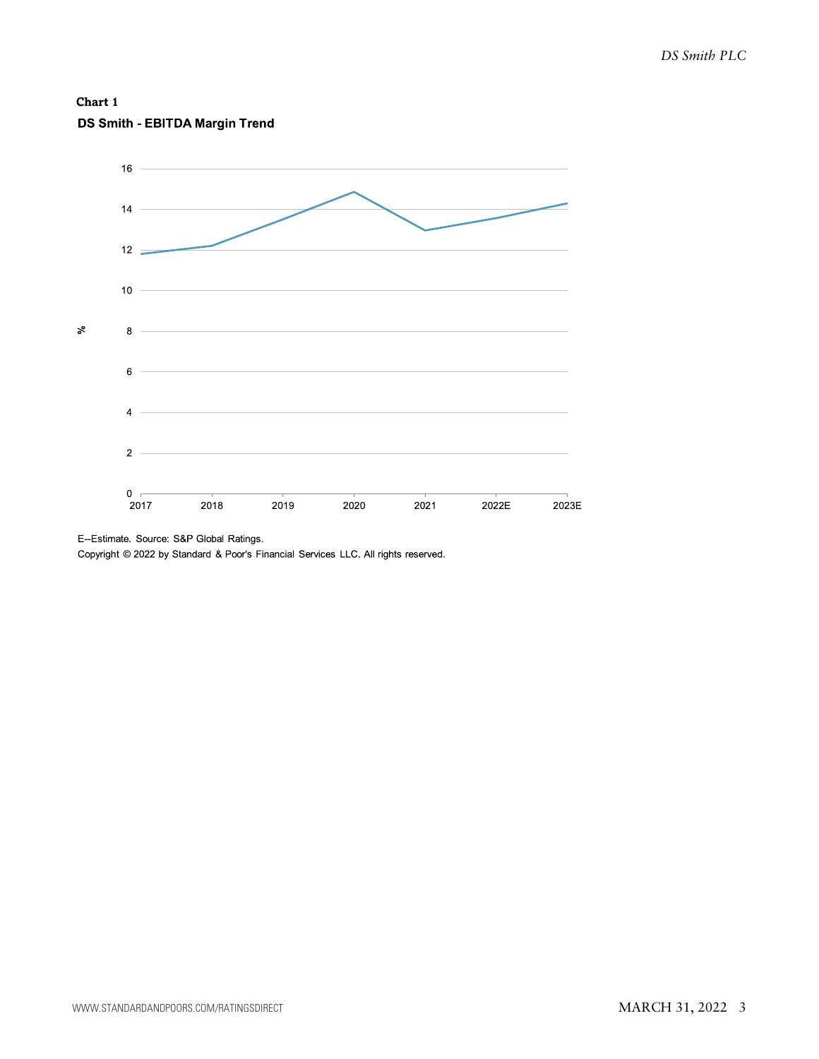**Chart 1**

**DS Smith - EBITDA Margin Trend**

E--Estimate. Source: S&P Global Ratings.

Copyright © 2022 by Standard & Poor's Financial Services LLC. All rights reserved.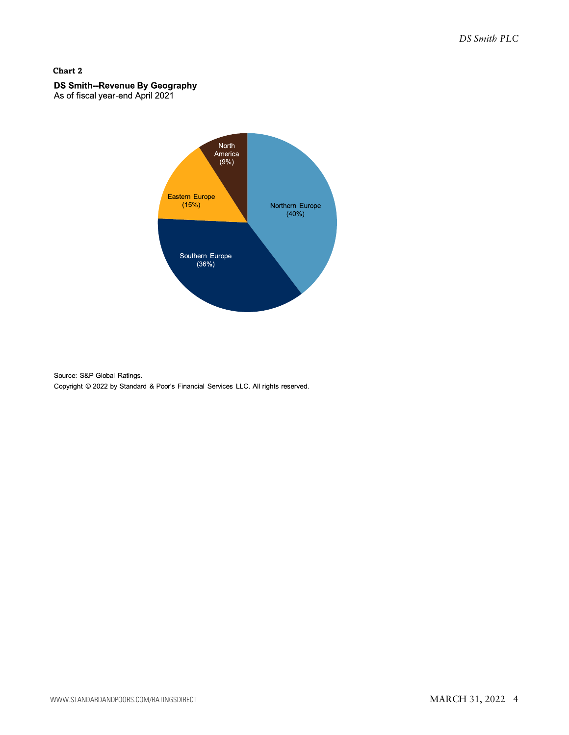**Chart 2**

**DS Smith--Revenue By Geography**
As of fiscal year-end April 2021

| Region | Share |
|---|---|
| Northern Europe | 40% |
| Southern Europe | 36% |
| Eastern Europe | 15% |
| North America | 9% |

Source: S&P Global Ratings.

Copyright © 2022 by Standard & Poor's Financial Services LLC. All rights reserved.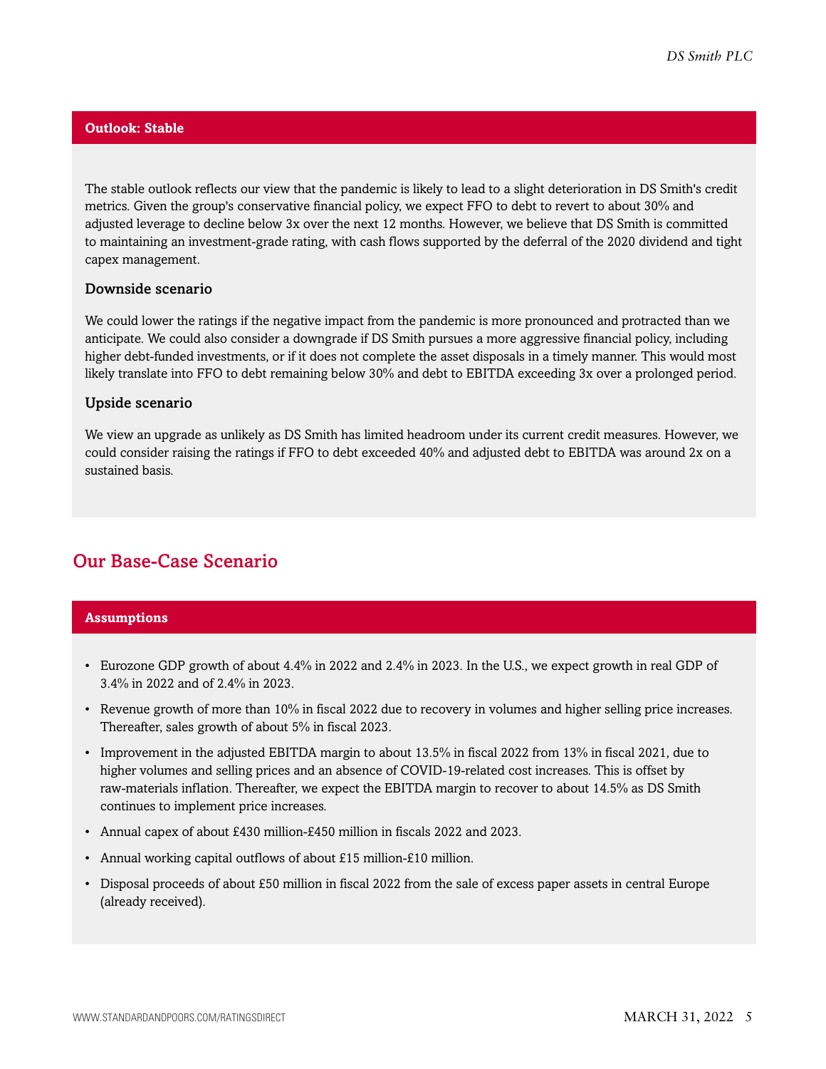## Outlook: Stable

The stable outlook reflects our view that the pandemic is likely to lead to a slight deterioration in DS Smith's credit metrics. Given the group's conservative financial policy, we expect FFO to debt to revert to about 30% and adjusted leverage to decline below 3x over the next 12 months. However, we believe that DS Smith is committed to maintaining an investment-grade rating, with cash flows supported by the deferral of the 2020 dividend and tight capex management.

### Downside scenario

We could lower the ratings if the negative impact from the pandemic is more pronounced and protracted than we anticipate. We could also consider a downgrade if DS Smith pursues a more aggressive financial policy, including higher debt-funded investments, or if it does not complete the asset disposals in a timely manner. This would most likely translate into FFO to debt remaining below 30% and debt to EBITDA exceeding 3x over a prolonged period.

### Upside scenario

We view an upgrade as unlikely as DS Smith has limited headroom under its current credit measures. However, we could consider raising the ratings if FFO to debt exceeded 40% and adjusted debt to EBITDA was around 2x on a sustained basis.

## Our Base-Case Scenario

### Assumptions

- Eurozone GDP growth of about 4.4% in 2022 and 2.4% in 2023. In the U.S., we expect growth in real GDP of 3.4% in 2022 and of 2.4% in 2023.
- Revenue growth of more than 10% in fiscal 2022 due to recovery in volumes and higher selling price increases. Thereafter, sales growth of about 5% in fiscal 2023.
- Improvement in the adjusted EBITDA margin to about 13.5% in fiscal 2022 from 13% in fiscal 2021, due to higher volumes and selling prices and an absence of COVID-19-related cost increases. This is offset by raw-materials inflation. Thereafter, we expect the EBITDA margin to recover to about 14.5% as DS Smith continues to implement price increases.
- Annual capex of about £430 million-£450 million in fiscals 2022 and 2023.
- Annual working capital outflows of about £15 million-£10 million.
- Disposal proceeds of about £50 million in fiscal 2022 from the sale of excess paper assets in central Europe (already received).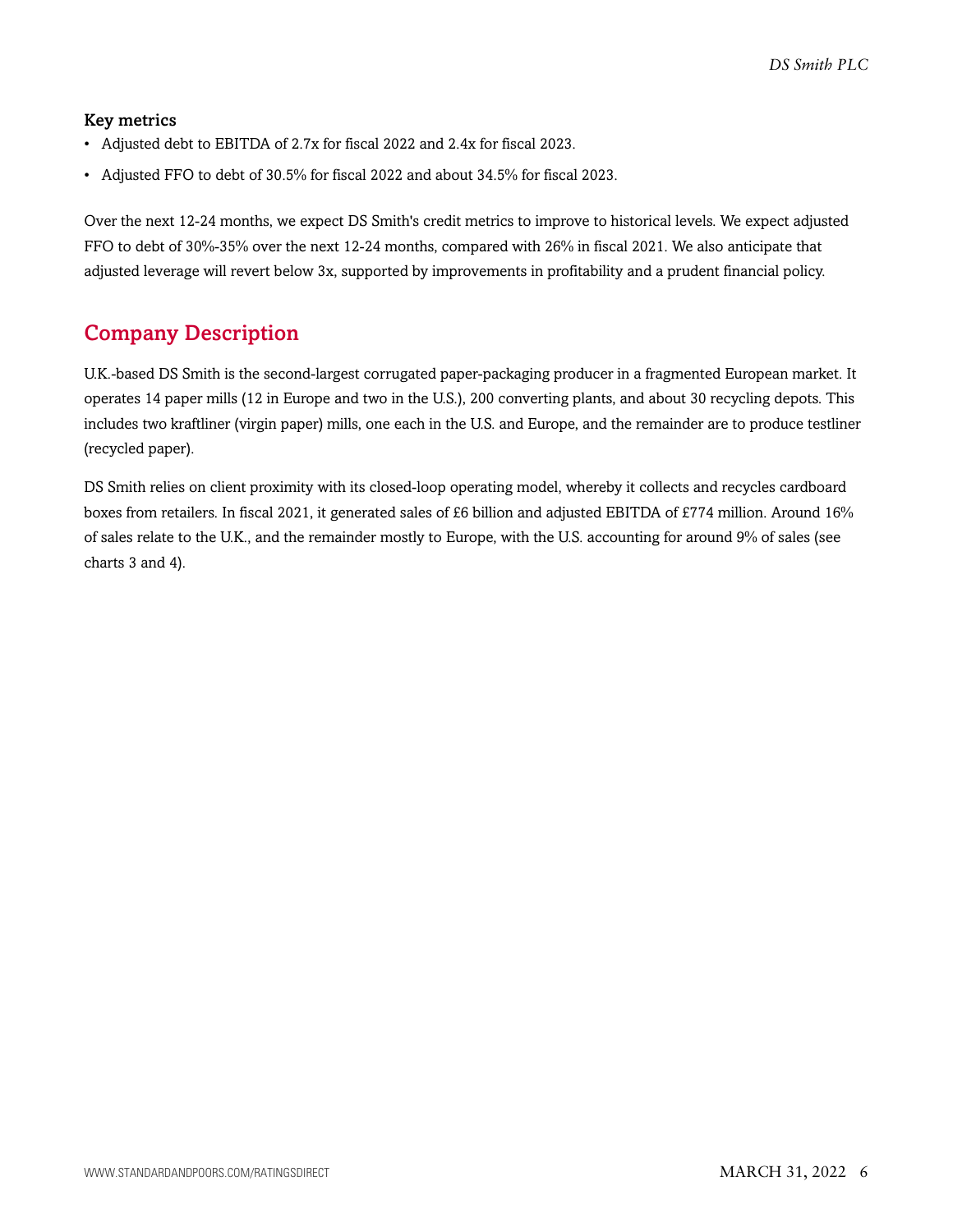### Key metrics

- Adjusted debt to EBITDA of 2.7x for fiscal 2022 and 2.4x for fiscal 2023.
- Adjusted FFO to debt of 30.5% for fiscal 2022 and about 34.5% for fiscal 2023.

Over the next 12-24 months, we expect DS Smith's credit metrics to improve to historical levels. We expect adjusted FFO to debt of 30%-35% over the next 12-24 months, compared with 26% in fiscal 2021. We also anticipate that adjusted leverage will revert below 3x, supported by improvements in profitability and a prudent financial policy.

## Company Description

U.K.-based DS Smith is the second-largest corrugated paper-packaging producer in a fragmented European market. It operates 14 paper mills (12 in Europe and two in the U.S.), 200 converting plants, and about 30 recycling depots. This includes two kraftliner (virgin paper) mills, one each in the U.S. and Europe, and the remainder are to produce testliner (recycled paper).

DS Smith relies on client proximity with its closed-loop operating model, whereby it collects and recycles cardboard boxes from retailers. In fiscal 2021, it generated sales of £6 billion and adjusted EBITDA of £774 million. Around 16% of sales relate to the U.K., and the remainder mostly to Europe, with the U.S. accounting for around 9% of sales (see charts 3 and 4).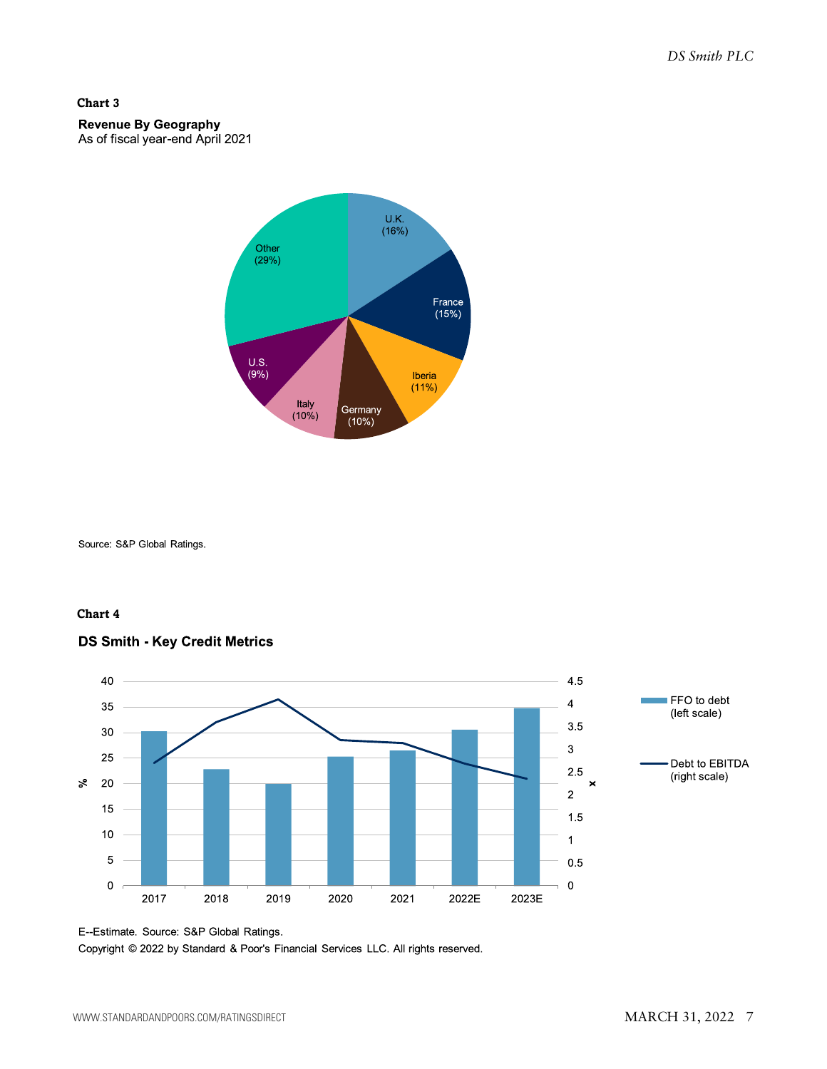**Chart 3**

**Revenue By Geography**
As of fiscal year-end April 2021

| Region | Share |
| --- | --- |
| U.K. | 16% |
| France | 15% |
| Iberia | 11% |
| Germany | 10% |
| Italy | 10% |
| U.S. | 9% |
| Other | 29% |

Source: S&P Global Ratings.

**Chart 4**

**DS Smith - Key Credit Metrics**

Legend: FFO to debt (left scale, %); Debt to EBITDA (right scale, x)

Years: 2017, 2018, 2019, 2020, 2021, 2022E, 2023E

E--Estimate. Source: S&P Global Ratings.

Copyright © 2022 by Standard & Poor's Financial Services LLC. All rights reserved.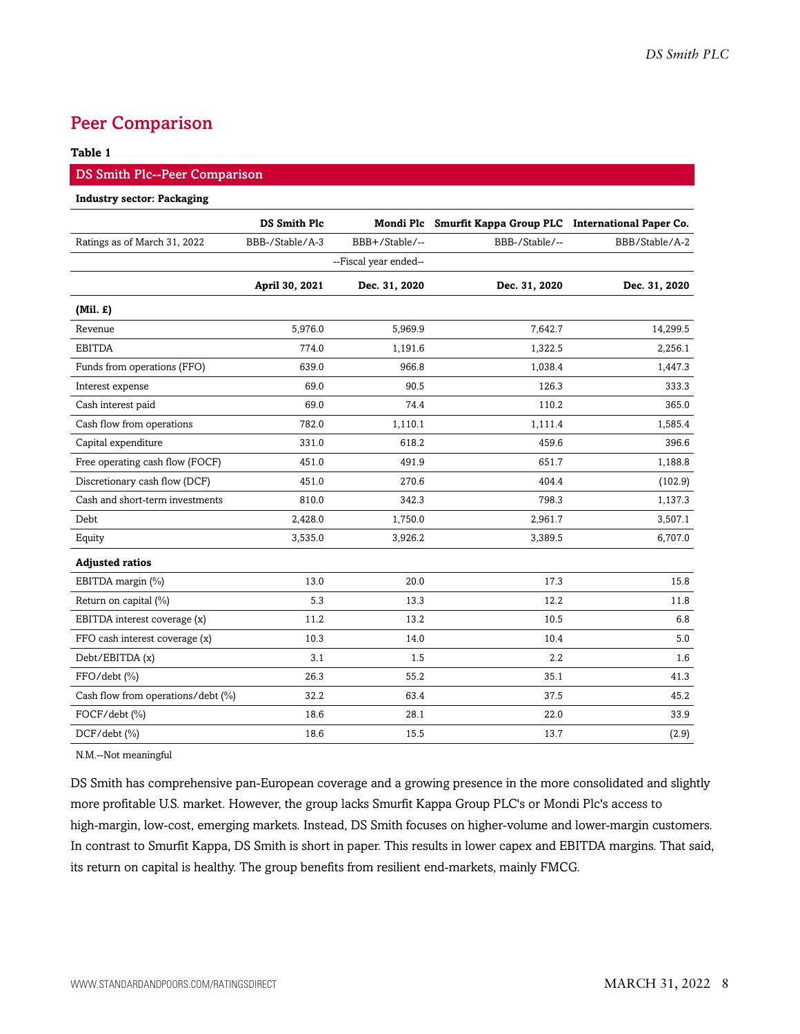## Peer Comparison

**Table 1**

**DS Smith Plc--Peer Comparison**

**Industry sector: Packaging**

| | DS Smith Plc | Mondi Plc | Smurfit Kappa Group PLC | International Paper Co. |
|---|---|---|---|---|
| Ratings as of March 31, 2022 | BBB-/Stable/A-3 | BBB+/Stable/-- | BBB-/Stable/-- | BBB/Stable/A-2 |
| | --Fiscal year ended-- | | | |
| | April 30, 2021 | Dec. 31, 2020 | Dec. 31, 2020 | Dec. 31, 2020 |
| **(Mil. £)** | | | | |
| Revenue | 5,976.0 | 5,969.9 | 7,642.7 | 14,299.5 |
| EBITDA | 774.0 | 1,191.6 | 1,322.5 | 2,256.1 |
| Funds from operations (FFO) | 639.0 | 966.8 | 1,038.4 | 1,447.3 |
| Interest expense | 69.0 | 90.5 | 126.3 | 333.3 |
| Cash interest paid | 69.0 | 74.4 | 110.2 | 365.0 |
| Cash flow from operations | 782.0 | 1,110.1 | 1,111.4 | 1,585.4 |
| Capital expenditure | 331.0 | 618.2 | 459.6 | 396.6 |
| Free operating cash flow (FOCF) | 451.0 | 491.9 | 651.7 | 1,188.8 |
| Discretionary cash flow (DCF) | 451.0 | 270.6 | 404.4 | (102.9) |
| Cash and short-term investments | 810.0 | 342.3 | 798.3 | 1,137.3 |
| Debt | 2,428.0 | 1,750.0 | 2,961.7 | 3,507.1 |
| Equity | 3,535.0 | 3,926.2 | 3,389.5 | 6,707.0 |
| **Adjusted ratios** | | | | |
| EBITDA margin (%) | 13.0 | 20.0 | 17.3 | 15.8 |
| Return on capital (%) | 5.3 | 13.3 | 12.2 | 11.8 |
| EBITDA interest coverage (x) | 11.2 | 13.2 | 10.5 | 6.8 |
| FFO cash interest coverage (x) | 10.3 | 14.0 | 10.4 | 5.0 |
| Debt/EBITDA (x) | 3.1 | 1.5 | 2.2 | 1.6 |
| FFO/debt (%) | 26.3 | 55.2 | 35.1 | 41.3 |
| Cash flow from operations/debt (%) | 32.2 | 63.4 | 37.5 | 45.2 |
| FOCF/debt (%) | 18.6 | 28.1 | 22.0 | 33.9 |
| DCF/debt (%) | 18.6 | 15.5 | 13.7 | (2.9) |

N.M.--Not meaningful

DS Smith has comprehensive pan-European coverage and a growing presence in the more consolidated and slightly more profitable U.S. market. However, the group lacks Smurfit Kappa Group PLC's or Mondi Plc's access to high-margin, low-cost, emerging markets. Instead, DS Smith focuses on higher-volume and lower-margin customers. In contrast to Smurfit Kappa, DS Smith is short in paper. This results in lower capex and EBITDA margins. That said, its return on capital is healthy. The group benefits from resilient end-markets, mainly FMCG.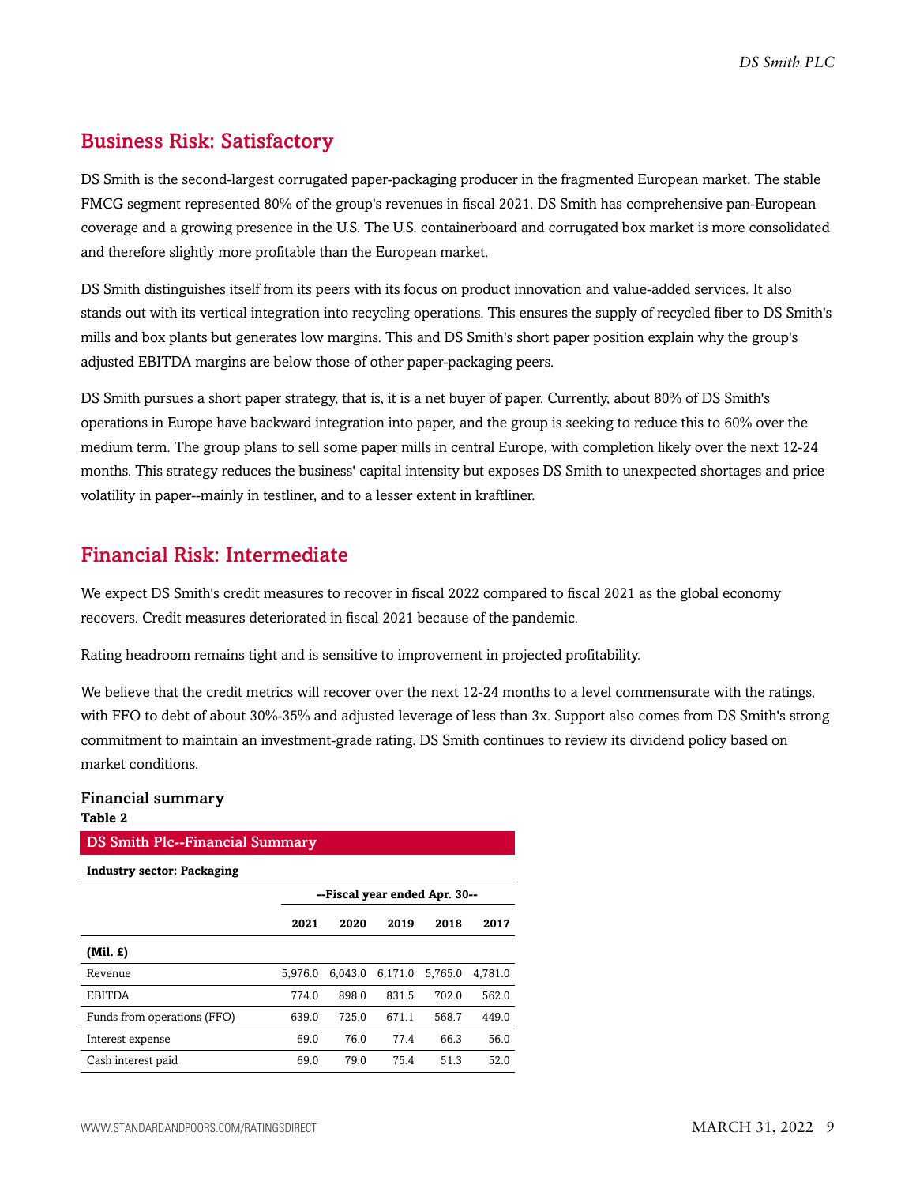## Business Risk: Satisfactory

DS Smith is the second-largest corrugated paper-packaging producer in the fragmented European market. The stable FMCG segment represented 80% of the group's revenues in fiscal 2021. DS Smith has comprehensive pan-European coverage and a growing presence in the U.S. The U.S. containerboard and corrugated box market is more consolidated and therefore slightly more profitable than the European market.

DS Smith distinguishes itself from its peers with its focus on product innovation and value-added services. It also stands out with its vertical integration into recycling operations. This ensures the supply of recycled fiber to DS Smith's mills and box plants but generates low margins. This and DS Smith's short paper position explain why the group's adjusted EBITDA margins are below those of other paper-packaging peers.

DS Smith pursues a short paper strategy, that is, it is a net buyer of paper. Currently, about 80% of DS Smith's operations in Europe have backward integration into paper, and the group is seeking to reduce this to 60% over the medium term. The group plans to sell some paper mills in central Europe, with completion likely over the next 12-24 months. This strategy reduces the business' capital intensity but exposes DS Smith to unexpected shortages and price volatility in paper--mainly in testliner, and to a lesser extent in kraftliner.

## Financial Risk: Intermediate

We expect DS Smith's credit measures to recover in fiscal 2022 compared to fiscal 2021 as the global economy recovers. Credit measures deteriorated in fiscal 2021 because of the pandemic.

Rating headroom remains tight and is sensitive to improvement in projected profitability.

We believe that the credit metrics will recover over the next 12-24 months to a level commensurate with the ratings, with FFO to debt of about 30%-35% and adjusted leverage of less than 3x. Support also comes from DS Smith's strong commitment to maintain an investment-grade rating. DS Smith continues to review its dividend policy based on market conditions.

### Financial summary

**Table 2**

**DS Smith Plc--Financial Summary**

**Industry sector: Packaging**

| | --Fiscal year ended Apr. 30-- | | | | |
|---|---|---|---|---|---|
| | **2021** | **2020** | **2019** | **2018** | **2017** |
| **(Mil. £)** | | | | | |
| Revenue | 5,976.0 | 6,043.0 | 6,171.0 | 5,765.0 | 4,781.0 |
| EBITDA | 774.0 | 898.0 | 831.5 | 702.0 | 562.0 |
| Funds from operations (FFO) | 639.0 | 725.0 | 671.1 | 568.7 | 449.0 |
| Interest expense | 69.0 | 76.0 | 77.4 | 66.3 | 56.0 |
| Cash interest paid | 69.0 | 79.0 | 75.4 | 51.3 | 52.0 |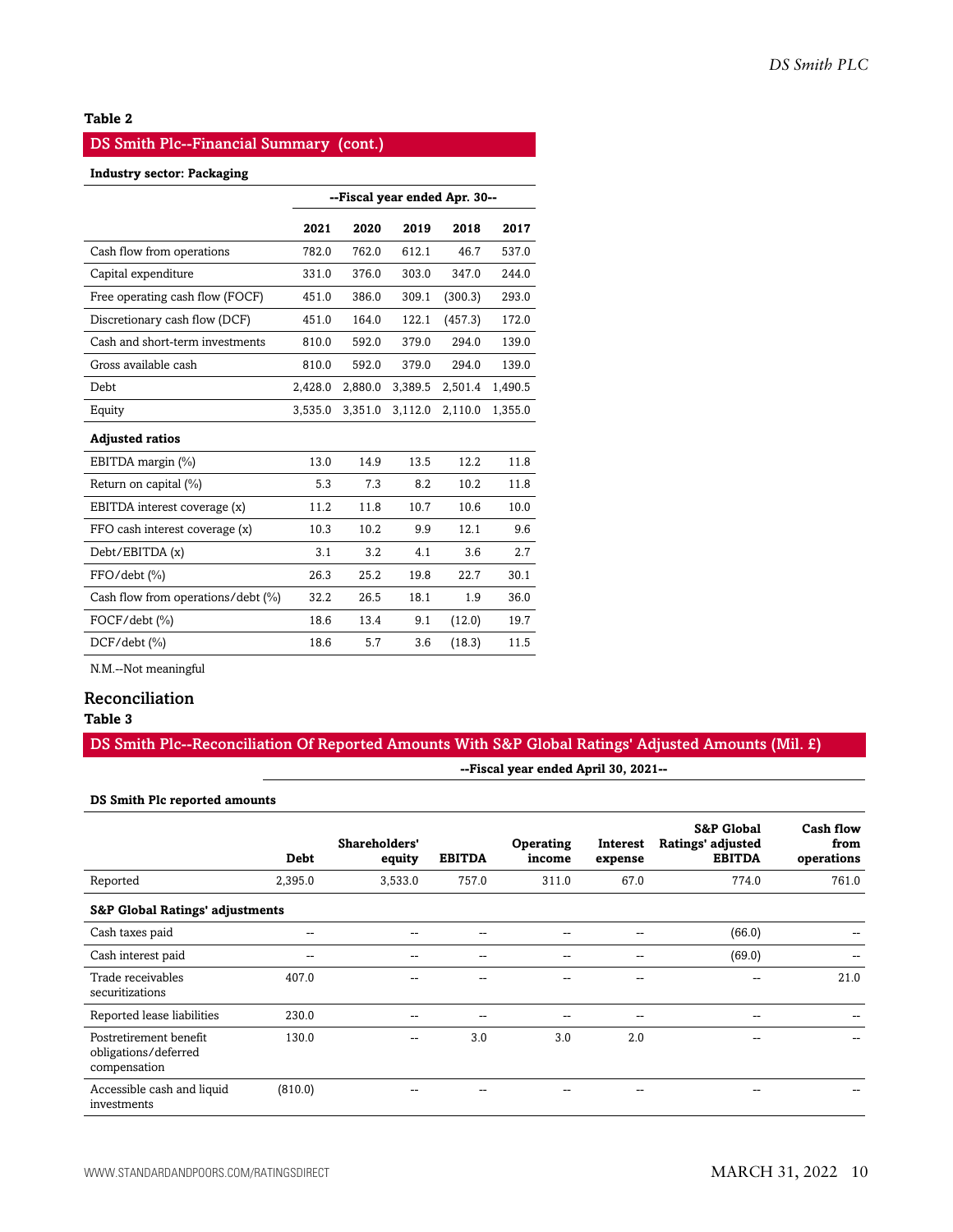**Table 2**

## DS Smith Plc--Financial Summary (cont.)

**Industry sector: Packaging**

| | --Fiscal year ended Apr. 30-- | | | | |
|---|---|---|---|---|---|
| | **2021** | **2020** | **2019** | **2018** | **2017** |
| Cash flow from operations | 782.0 | 762.0 | 612.1 | 46.7 | 537.0 |
| Capital expenditure | 331.0 | 376.0 | 303.0 | 347.0 | 244.0 |
| Free operating cash flow (FOCF) | 451.0 | 386.0 | 309.1 | (300.3) | 293.0 |
| Discretionary cash flow (DCF) | 451.0 | 164.0 | 122.1 | (457.3) | 172.0 |
| Cash and short-term investments | 810.0 | 592.0 | 379.0 | 294.0 | 139.0 |
| Gross available cash | 810.0 | 592.0 | 379.0 | 294.0 | 139.0 |
| Debt | 2,428.0 | 2,880.0 | 3,389.5 | 2,501.4 | 1,490.5 |
| Equity | 3,535.0 | 3,351.0 | 3,112.0 | 2,110.0 | 1,355.0 |
| **Adjusted ratios** | | | | | |
| EBITDA margin (%) | 13.0 | 14.9 | 13.5 | 12.2 | 11.8 |
| Return on capital (%) | 5.3 | 7.3 | 8.2 | 10.2 | 11.8 |
| EBITDA interest coverage (x) | 11.2 | 11.8 | 10.7 | 10.6 | 10.0 |
| FFO cash interest coverage (x) | 10.3 | 10.2 | 9.9 | 12.1 | 9.6 |
| Debt/EBITDA (x) | 3.1 | 3.2 | 4.1 | 3.6 | 2.7 |
| FFO/debt (%) | 26.3 | 25.2 | 19.8 | 22.7 | 30.1 |
| Cash flow from operations/debt (%) | 32.2 | 26.5 | 18.1 | 1.9 | 36.0 |
| FOCF/debt (%) | 18.6 | 13.4 | 9.1 | (12.0) | 19.7 |
| DCF/debt (%) | 18.6 | 5.7 | 3.6 | (18.3) | 11.5 |

N.M.--Not meaningful

## Reconciliation

**Table 3**

## DS Smith Plc--Reconciliation Of Reported Amounts With S&P Global Ratings' Adjusted Amounts (Mil. £)

| | --Fiscal year ended April 30, 2021-- | | | | | | |
|---|---|---|---|---|---|---|---|
| **DS Smith Plc reported amounts** | | | | | | | |
| | **Debt** | **Shareholders' equity** | **EBITDA** | **Operating income** | **Interest expense** | **S&P Global Ratings' adjusted EBITDA** | **Cash flow from operations** |
| Reported | 2,395.0 | 3,533.0 | 757.0 | 311.0 | 67.0 | 774.0 | 761.0 |
| **S&P Global Ratings' adjustments** | | | | | | | |
| Cash taxes paid | -- | -- | -- | -- | -- | (66.0) | -- |
| Cash interest paid | -- | -- | -- | -- | -- | (69.0) | -- |
| Trade receivables securitizations | 407.0 | -- | -- | -- | -- | -- | 21.0 |
| Reported lease liabilities | 230.0 | -- | -- | -- | -- | -- | -- |
| Postretirement benefit obligations/deferred compensation | 130.0 | -- | 3.0 | 3.0 | 2.0 | -- | -- |
| Accessible cash and liquid investments | (810.0) | -- | -- | -- | -- | -- | -- |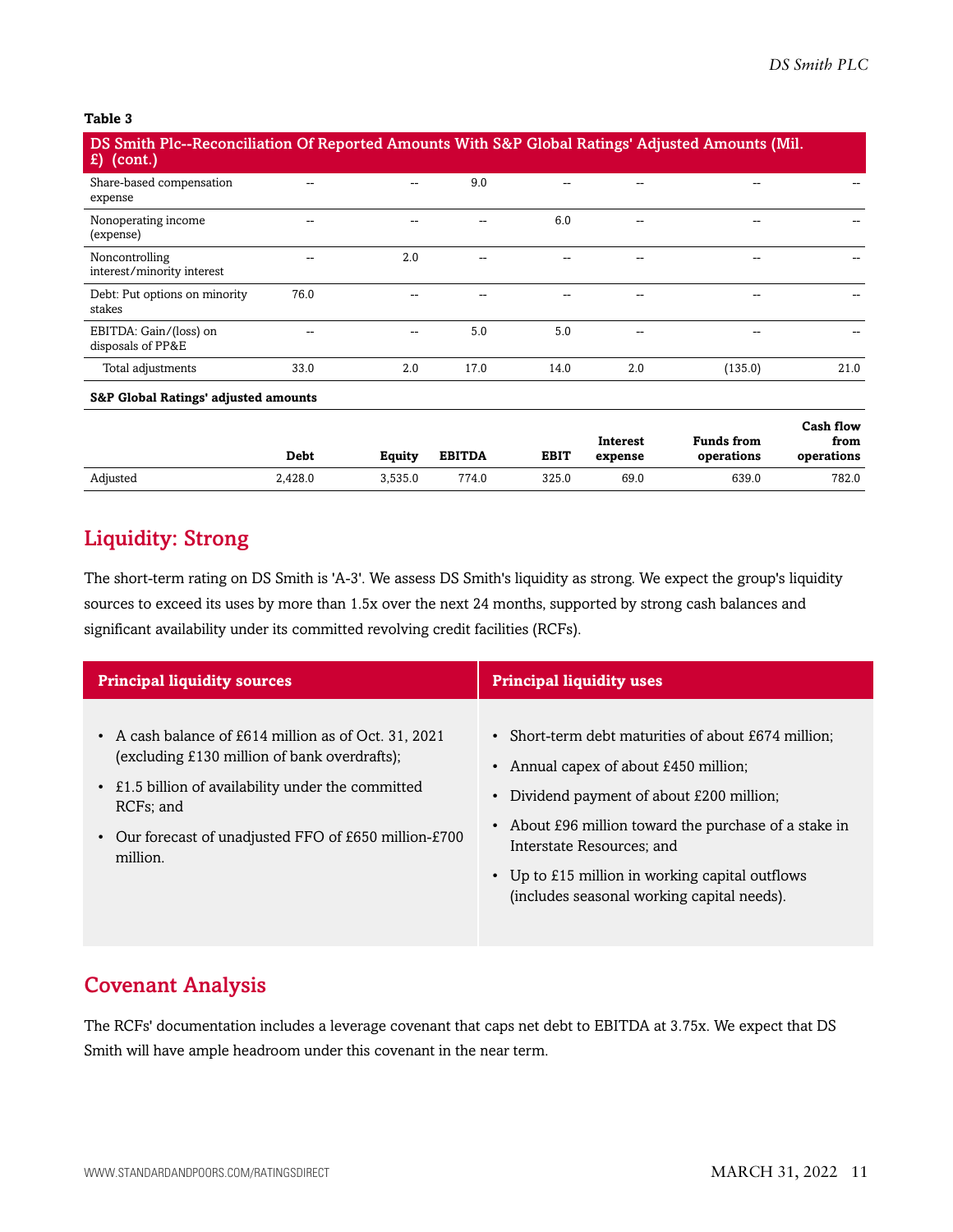**Table 3**

| DS Smith Plc--Reconciliation Of Reported Amounts With S&P Global Ratings' Adjusted Amounts (Mil. £) (cont.) | | | | | | | |
|---|---|---|---|---|---|---|---|
| Share-based compensation expense | -- | -- | 9.0 | -- | -- | -- | -- |
| Nonoperating income (expense) | -- | -- | -- | 6.0 | -- | -- | -- |
| Noncontrolling interest/minority interest | -- | 2.0 | -- | -- | -- | -- | -- |
| Debt: Put options on minority stakes | 76.0 | -- | -- | -- | -- | -- | -- |
| EBITDA: Gain/(loss) on disposals of PP&E | -- | -- | 5.0 | 5.0 | -- | -- | -- |
| Total adjustments | 33.0 | 2.0 | 17.0 | 14.0 | 2.0 | (135.0) | 21.0 |
| **S&P Global Ratings' adjusted amounts** | | | | | | | |
| | **Debt** | **Equity** | **EBITDA** | **EBIT** | **Interest expense** | **Funds from operations** | **Cash flow from operations** |
| Adjusted | 2,428.0 | 3,535.0 | 774.0 | 325.0 | 69.0 | 639.0 | 782.0 |

## Liquidity: Strong

The short-term rating on DS Smith is 'A-3'. We assess DS Smith's liquidity as strong. We expect the group's liquidity sources to exceed its uses by more than 1.5x over the next 24 months, supported by strong cash balances and significant availability under its committed revolving credit facilities (RCFs).

| Principal liquidity sources | Principal liquidity uses |
|---|---|
| • A cash balance of £614 million as of Oct. 31, 2021 (excluding £130 million of bank overdrafts);<br>• £1.5 billion of availability under the committed RCFs; and<br>• Our forecast of unadjusted FFO of £650 million-£700 million. | • Short-term debt maturities of about £674 million;<br>• Annual capex of about £450 million;<br>• Dividend payment of about £200 million;<br>• About £96 million toward the purchase of a stake in Interstate Resources; and<br>• Up to £15 million in working capital outflows (includes seasonal working capital needs). |

## Covenant Analysis

The RCFs' documentation includes a leverage covenant that caps net debt to EBITDA at 3.75x. We expect that DS Smith will have ample headroom under this covenant in the near term.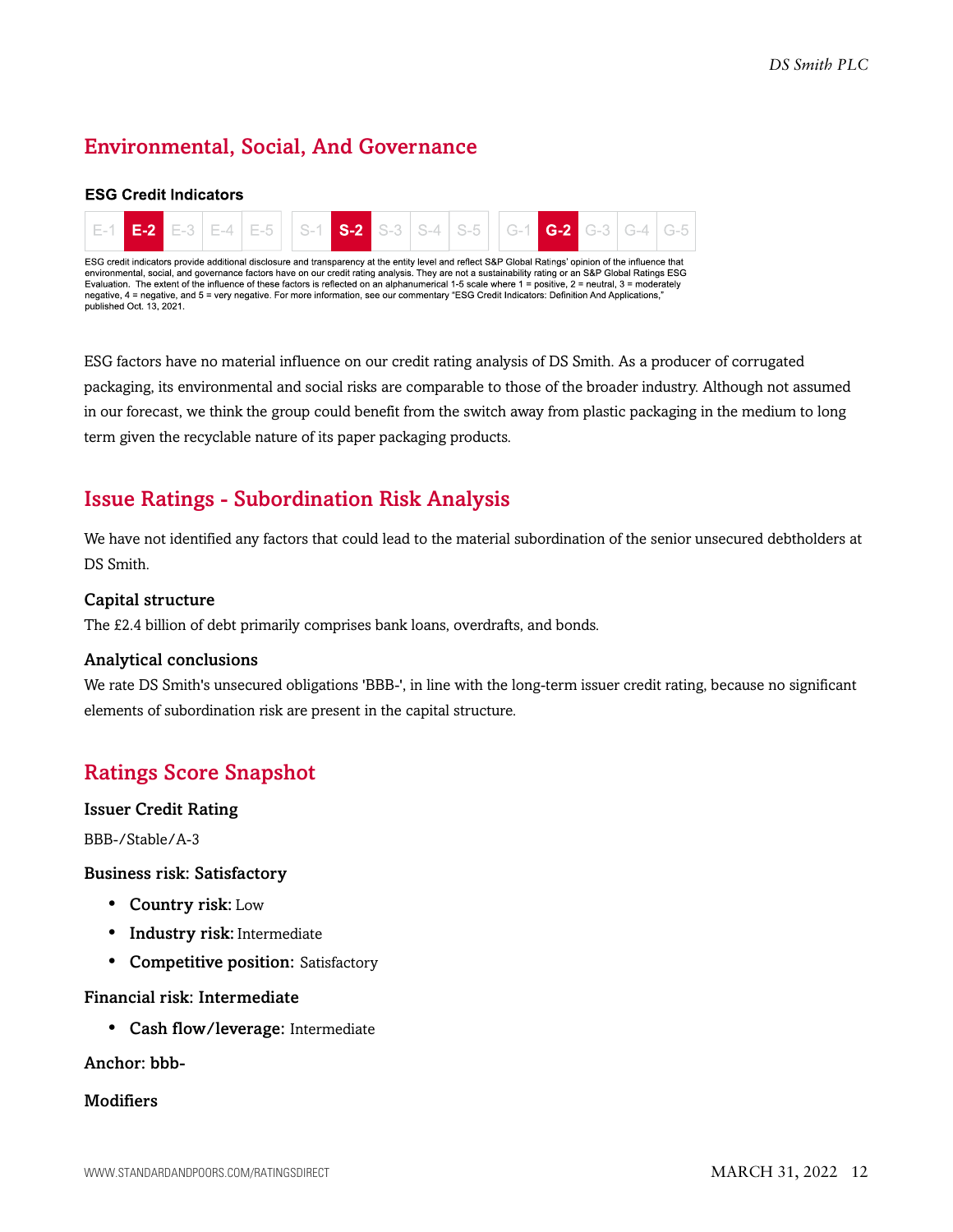## Environmental, Social, And Governance

**ESG Credit Indicators**

| E-1 | **E-2** | E-3 | E-4 | E-5 | S-1 | **S-2** | S-3 | S-4 | S-5 | G-1 | **G-2** | G-3 | G-4 | G-5 |
|---|---|---|---|---|---|---|---|---|---|---|---|---|---|---|

ESG credit indicators provide additional disclosure and transparency at the entity level and reflect S&P Global Ratings' opinion of the influence that environmental, social, and governance factors have on our credit rating analysis. They are not a sustainability rating or an S&P Global Ratings ESG Evaluation. The extent of the influence of these factors is reflected on an alphanumerical 1-5 scale where 1 = positive, 2 = neutral, 3 = moderately negative, 4 = negative, and 5 = very negative. For more information, see our commentary "ESG Credit Indicators: Definition And Applications," published Oct. 13, 2021.

ESG factors have no material influence on our credit rating analysis of DS Smith. As a producer of corrugated packaging, its environmental and social risks are comparable to those of the broader industry. Although not assumed in our forecast, we think the group could benefit from the switch away from plastic packaging in the medium to long term given the recyclable nature of its paper packaging products.

## Issue Ratings - Subordination Risk Analysis

We have not identified any factors that could lead to the material subordination of the senior unsecured debtholders at DS Smith.

### Capital structure

The £2.4 billion of debt primarily comprises bank loans, overdrafts, and bonds.

### Analytical conclusions

We rate DS Smith's unsecured obligations 'BBB-', in line with the long-term issuer credit rating, because no significant elements of subordination risk are present in the capital structure.

## Ratings Score Snapshot

### Issuer Credit Rating

BBB-/Stable/A-3

### Business risk: Satisfactory

- **Country risk:** Low
- **Industry risk:** Intermediate
- **Competitive position:** Satisfactory

### Financial risk: Intermediate

- **Cash flow/leverage:** Intermediate

### Anchor: bbb-

### Modifiers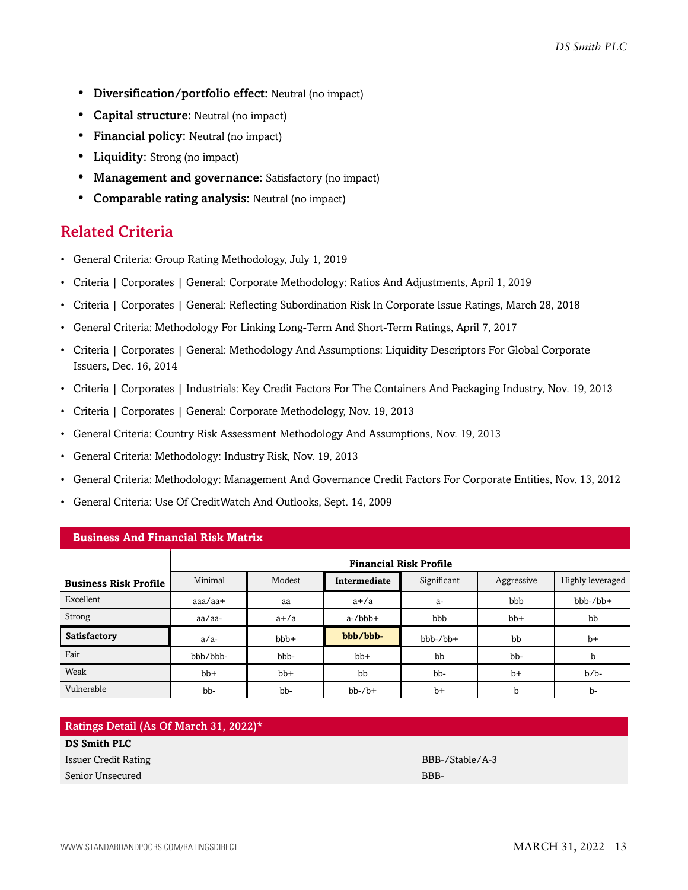- **Diversification/portfolio effect:** Neutral (no impact)
- **Capital structure:** Neutral (no impact)
- **Financial policy:** Neutral (no impact)
- **Liquidity:** Strong (no impact)
- **Management and governance:** Satisfactory (no impact)
- **Comparable rating analysis:** Neutral (no impact)

## Related Criteria

- General Criteria: Group Rating Methodology, July 1, 2019
- Criteria | Corporates | General: Corporate Methodology: Ratios And Adjustments, April 1, 2019
- Criteria | Corporates | General: Reflecting Subordination Risk In Corporate Issue Ratings, March 28, 2018
- General Criteria: Methodology For Linking Long-Term And Short-Term Ratings, April 7, 2017
- Criteria | Corporates | General: Methodology And Assumptions: Liquidity Descriptors For Global Corporate Issuers, Dec. 16, 2014
- Criteria | Corporates | Industrials: Key Credit Factors For The Containers And Packaging Industry, Nov. 19, 2013
- Criteria | Corporates | General: Corporate Methodology, Nov. 19, 2013
- General Criteria: Country Risk Assessment Methodology And Assumptions, Nov. 19, 2013
- General Criteria: Methodology: Industry Risk, Nov. 19, 2013
- General Criteria: Methodology: Management And Governance Credit Factors For Corporate Entities, Nov. 13, 2012
- General Criteria: Use Of CreditWatch And Outlooks, Sept. 14, 2009

**Business And Financial Risk Matrix**

| | Financial Risk Profile | | | | | |
|---|---|---|---|---|---|---|
| **Business Risk Profile** | Minimal | Modest | **Intermediate** | Significant | Aggressive | Highly leveraged |
| Excellent | aaa/aa+ | aa | a+/a | a- | bbb | bbb-/bb+ |
| Strong | aa/aa- | a+/a | a-/bbb+ | bbb | bb+ | bb |
| **Satisfactory** | a/a- | bbb+ | **bbb/bbb-** | bbb-/bb+ | bb | b+ |
| Fair | bbb/bbb- | bbb- | bb+ | bb | bb- | b |
| Weak | bb+ | bb+ | bb | bb- | b+ | b/b- |
| Vulnerable | bb- | bb- | bb-/b+ | b+ | b | b- |

| Ratings Detail (As Of March 31, 2022)* | |
|---|---|
| **DS Smith PLC** | |
| Issuer Credit Rating | BBB-/Stable/A-3 |
| Senior Unsecured | BBB- |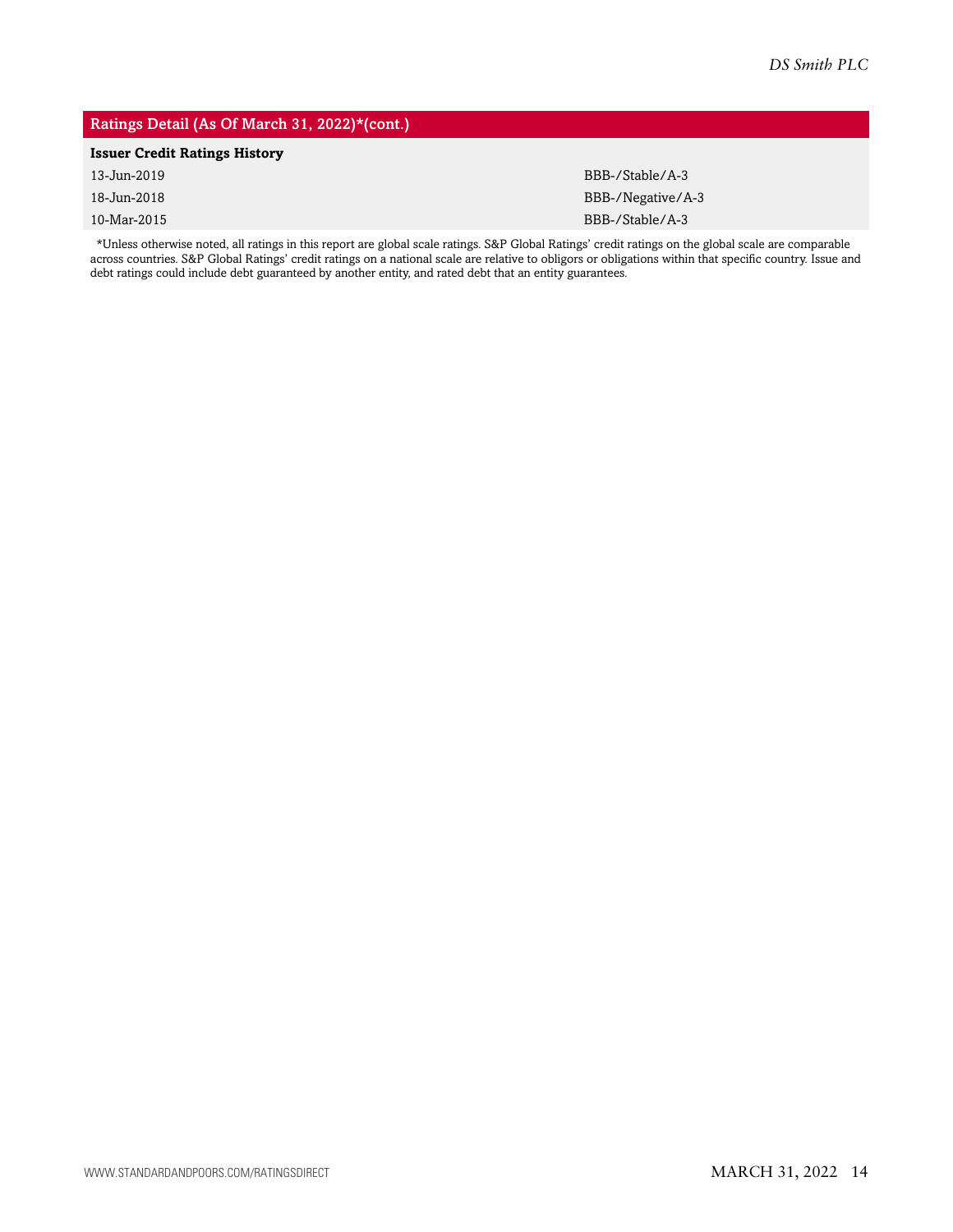## Ratings Detail (As Of March 31, 2022)*(cont.)

| Issuer Credit Ratings History | |
|---|---|
| 13-Jun-2019 | BBB-/Stable/A-3 |
| 18-Jun-2018 | BBB-/Negative/A-3 |
| 10-Mar-2015 | BBB-/Stable/A-3 |

*Unless otherwise noted, all ratings in this report are global scale ratings. S&P Global Ratings' credit ratings on the global scale are comparable across countries. S&P Global Ratings' credit ratings on a national scale are relative to obligors or obligations within that specific country. Issue and debt ratings could include debt guaranteed by another entity, and rated debt that an entity guarantees.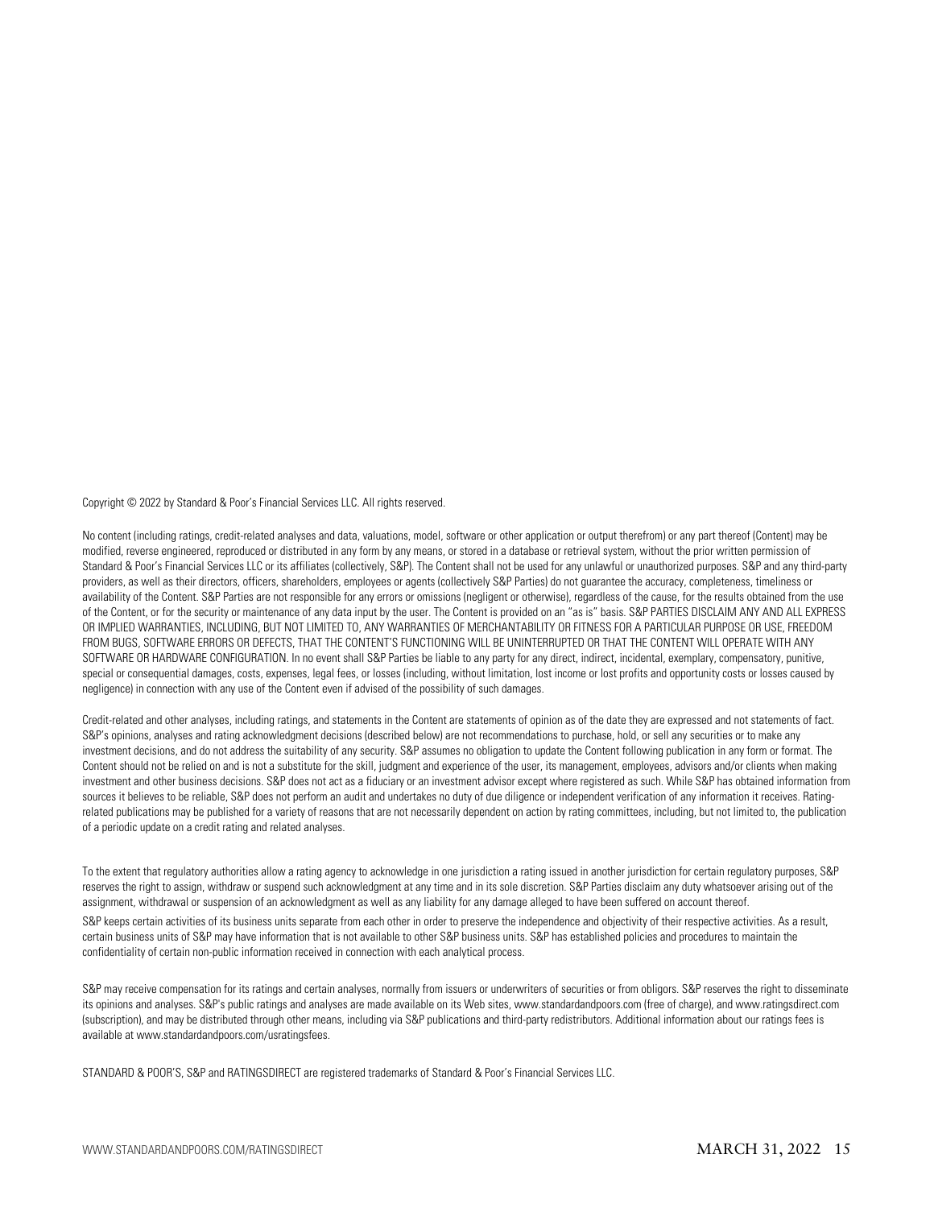Copyright © 2022 by Standard & Poor's Financial Services LLC. All rights reserved.

No content (including ratings, credit-related analyses and data, valuations, model, software or other application or output therefrom) or any part thereof (Content) may be modified, reverse engineered, reproduced or distributed in any form by any means, or stored in a database or retrieval system, without the prior written permission of Standard & Poor's Financial Services LLC or its affiliates (collectively, S&P). The Content shall not be used for any unlawful or unauthorized purposes. S&P and any third-party providers, as well as their directors, officers, shareholders, employees or agents (collectively S&P Parties) do not guarantee the accuracy, completeness, timeliness or availability of the Content. S&P Parties are not responsible for any errors or omissions (negligent or otherwise), regardless of the cause, for the results obtained from the use of the Content, or for the security or maintenance of any data input by the user. The Content is provided on an "as is" basis. S&P PARTIES DISCLAIM ANY AND ALL EXPRESS OR IMPLIED WARRANTIES, INCLUDING, BUT NOT LIMITED TO, ANY WARRANTIES OF MERCHANTABILITY OR FITNESS FOR A PARTICULAR PURPOSE OR USE, FREEDOM FROM BUGS, SOFTWARE ERRORS OR DEFECTS, THAT THE CONTENT'S FUNCTIONING WILL BE UNINTERRUPTED OR THAT THE CONTENT WILL OPERATE WITH ANY SOFTWARE OR HARDWARE CONFIGURATION. In no event shall S&P Parties be liable to any party for any direct, indirect, incidental, exemplary, compensatory, punitive, special or consequential damages, costs, expenses, legal fees, or losses (including, without limitation, lost income or lost profits and opportunity costs or losses caused by negligence) in connection with any use of the Content even if advised of the possibility of such damages.

Credit-related and other analyses, including ratings, and statements in the Content are statements of opinion as of the date they are expressed and not statements of fact. S&P's opinions, analyses and rating acknowledgment decisions (described below) are not recommendations to purchase, hold, or sell any securities or to make any investment decisions, and do not address the suitability of any security. S&P assumes no obligation to update the Content following publication in any form or format. The Content should not be relied on and is not a substitute for the skill, judgment and experience of the user, its management, employees, advisors and/or clients when making investment and other business decisions. S&P does not act as a fiduciary or an investment advisor except where registered as such. While S&P has obtained information from sources it believes to be reliable, S&P does not perform an audit and undertakes no duty of due diligence or independent verification of any information it receives. Rating-related publications may be published for a variety of reasons that are not necessarily dependent on action by rating committees, including, but not limited to, the publication of a periodic update on a credit rating and related analyses.

To the extent that regulatory authorities allow a rating agency to acknowledge in one jurisdiction a rating issued in another jurisdiction for certain regulatory purposes, S&P reserves the right to assign, withdraw or suspend such acknowledgment at any time and in its sole discretion. S&P Parties disclaim any duty whatsoever arising out of the assignment, withdrawal or suspension of an acknowledgment as well as any liability for any damage alleged to have been suffered on account thereof.

S&P keeps certain activities of its business units separate from each other in order to preserve the independence and objectivity of their respective activities. As a result, certain business units of S&P may have information that is not available to other S&P business units. S&P has established policies and procedures to maintain the confidentiality of certain non-public information received in connection with each analytical process.

S&P may receive compensation for its ratings and certain analyses, normally from issuers or underwriters of securities or from obligors. S&P reserves the right to disseminate its opinions and analyses. S&P's public ratings and analyses are made available on its Web sites, www.standardandpoors.com (free of charge), and www.ratingsdirect.com (subscription), and may be distributed through other means, including via S&P publications and third-party redistributors. Additional information about our ratings fees is available at www.standardandpoors.com/usratingsfees.

STANDARD & POOR'S, S&P and RATINGSDIRECT are registered trademarks of Standard & Poor's Financial Services LLC.